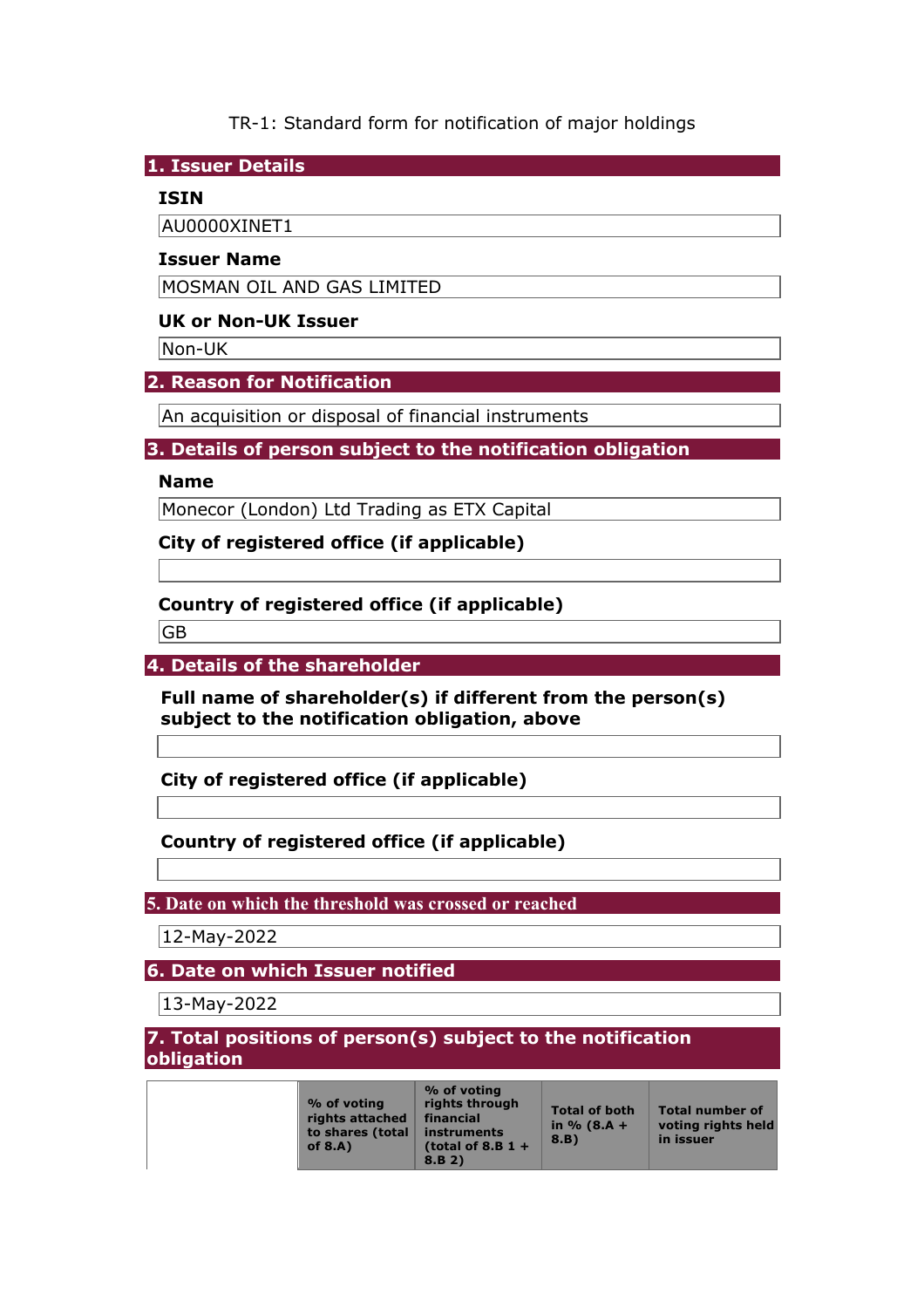TR-1: Standard form for notification of major holdings

## 1. Issuer Details

### ISIN

AU0000XINET1

### Issuer Name

MOSMAN OIL AND GAS LIMITED

### UK or Non-UK Issuer

Non-UK

## 2. Reason for Notification

An acquisition or disposal of financial instruments

## 3. Details of person subject to the notification obligation

### Name

Monecor (London) Ltd Trading as ETX Capital

### City of registered office (if applicable)

### Country of registered office (if applicable)

GB

## 4. Details of the shareholder

### Full name of shareholder(s) if different from the person(s) subject to the notification obligation, above

### City of registered office (if applicable)

### Country of registered office (if applicable)

## 5. Date on which the threshold was crossed or reached

12-May-2022

## 6. Date on which Issuer notified

13-May-2022

## 7. Total positions of person(s) subject to the notification obligation

| | % of voting rights attached to shares (total of 8.A) | % of voting rights through financial instruments (total of 8.B 1 + 8.B 2) | Total of both in % (8.A + 8.B) | Total number of voting rights held in issuer |
|---|---|---|---|---|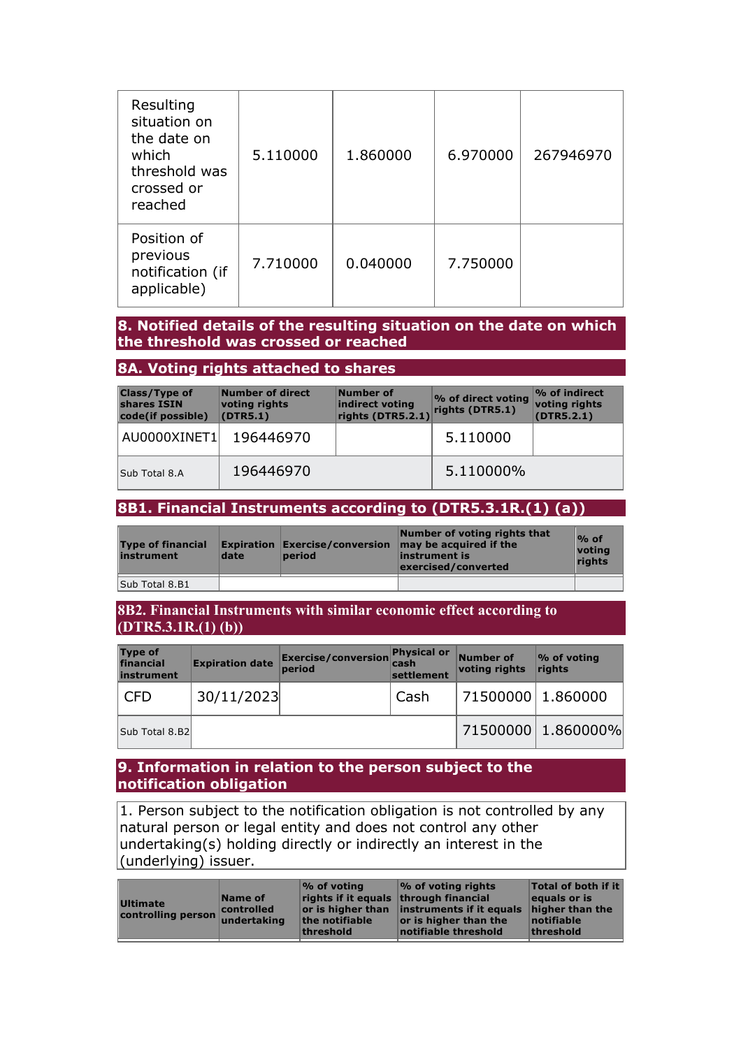| | | | | |
|---|---|---|---|---|
| Resulting situation on the date on which threshold was crossed or reached | 5.110000 | 1.860000 | 6.970000 | 267946970 |
| Position of previous notification (if applicable) | 7.710000 | 0.040000 | 7.750000 | |

## 8. Notified details of the resulting situation on the date on which the threshold was crossed or reached

### 8A. Voting rights attached to shares

| Class/Type of shares ISIN code(if possible) | Number of direct voting rights (DTR5.1) | Number of indirect voting rights (DTR5.2.1) | % of direct voting rights (DTR5.1) | % of indirect voting rights (DTR5.2.1) |
|---|---|---|---|---|
| AU0000XINET1 | 196446970 | | 5.110000 | |
| Sub Total 8.A | 196446970 | | 5.110000% | |

### 8B1. Financial Instruments according to (DTR5.3.1R.(1) (a))

| Type of financial instrument | Expiration date | Exercise/conversion period | Number of voting rights that may be acquired if the instrument is exercised/converted | % of voting rights |
|---|---|---|---|---|
| Sub Total 8.B1 | | | | |

### 8B2. Financial Instruments with similar economic effect according to (DTR5.3.1R.(1) (b))

| Type of financial instrument | Expiration date | Exercise/conversion period | Physical or cash settlement | Number of voting rights | % of voting rights |
|---|---|---|---|---|---|
| CFD | 30/11/2023 | | Cash | 71500000 | 1.860000 |
| Sub Total 8.B2 | | | | 71500000 | 1.860000% |

## 9. Information in relation to the person subject to the notification obligation

1. Person subject to the notification obligation is not controlled by any natural person or legal entity and does not control any other undertaking(s) holding directly or indirectly an interest in the (underlying) issuer.

| Ultimate controlling person | Name of controlled undertaking | % of voting rights if it equals or is higher than the notifiable threshold | % of voting rights through financial instruments if it equals or is higher than the notifiable threshold | Total of both if it equals or is higher than the notifiable threshold |
|---|---|---|---|---|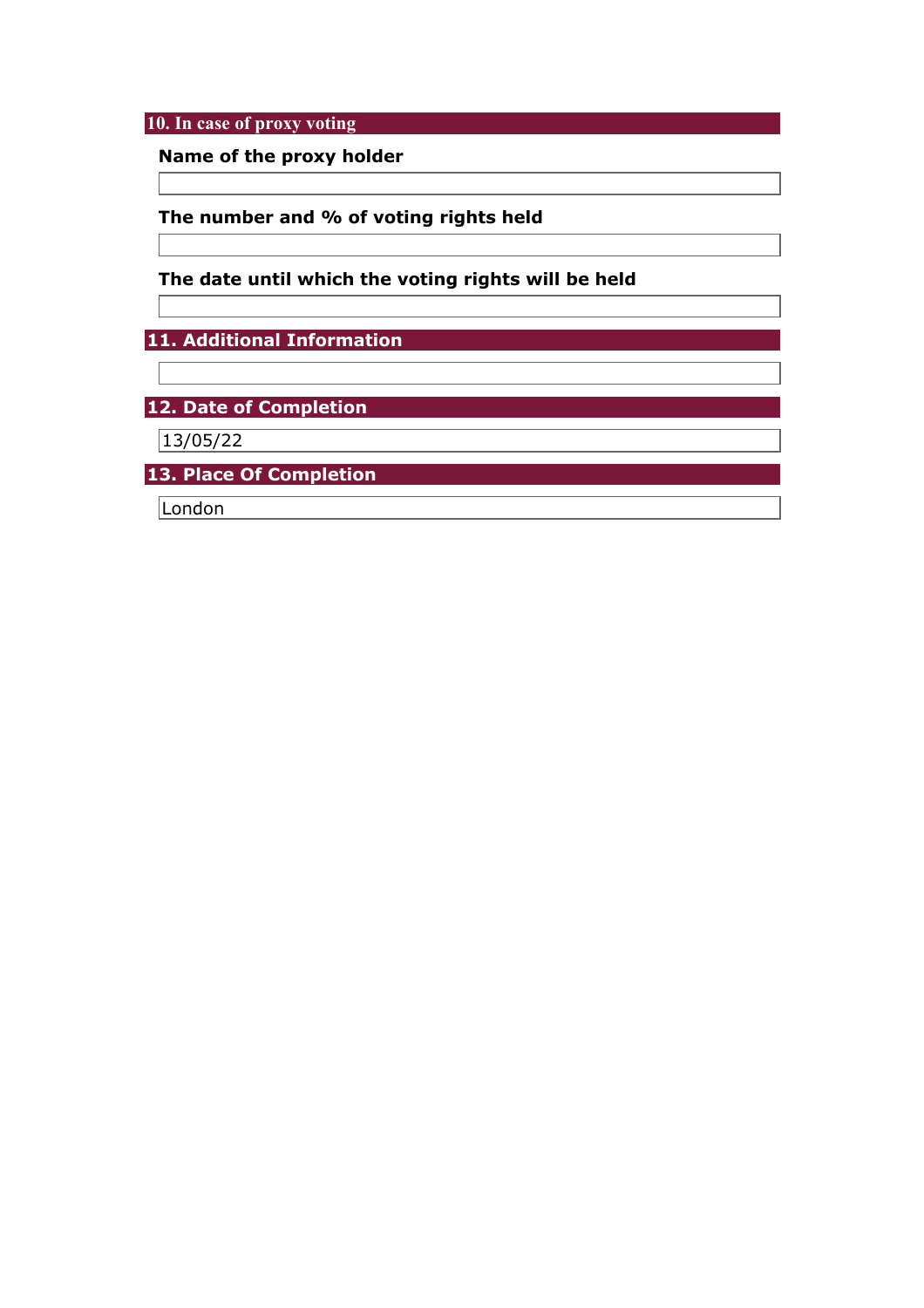## 10. In case of proxy voting

**Name of the proxy holder**

**The number and % of voting rights held**

**The date until which the voting rights will be held**

## 11. Additional Information

## 12. Date of Completion

13/05/22

## 13. Place Of Completion

London